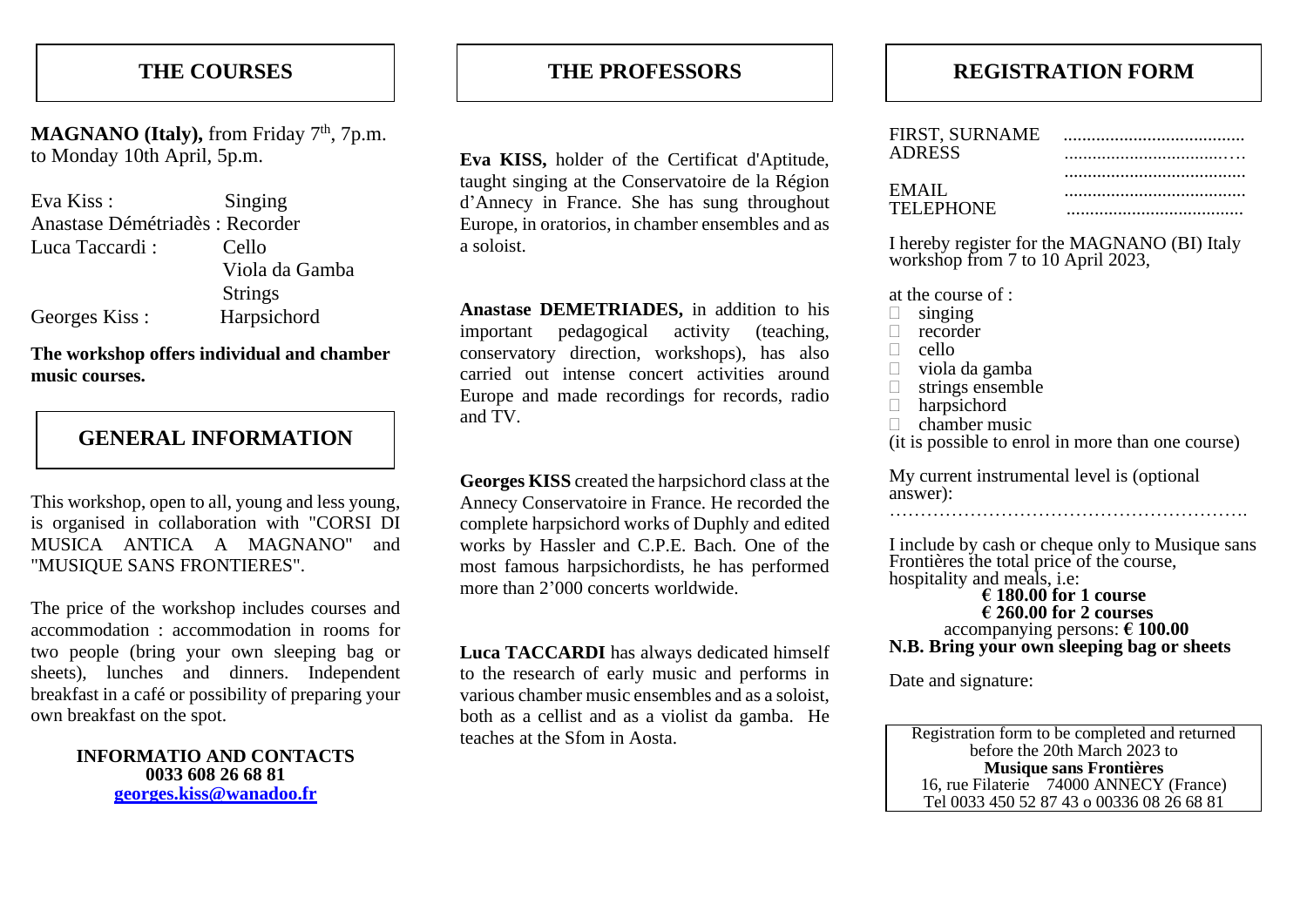## THE COURSES

**MAGNANO (Italy),** from Friday 7th, 7p.m. to Monday 10th April, 5p.m.

Eva Kiss : Singing
Anastase Démétriadès : Recorder
Luca Taccardi : Cello
Viola da Gamba
Strings
Georges Kiss : Harpsichord

**The workshop offers individual and chamber music courses.**

## GENERAL INFORMATION

This workshop, open to all, young and less young, is organised in collaboration with "CORSI DI MUSICA ANTICA A MAGNANO" and "MUSIQUE SANS FRONTIERES".

The price of the workshop includes courses and accommodation : accommodation in rooms for two people (bring your own sleeping bag or sheets), lunches and dinners. Independent breakfast in a café or possibility of preparing your own breakfast on the spot.

**INFORMATIO AND CONTACTS**
**0033 608 26 68 81**
**georges.kiss@wanadoo.fr**

## THE PROFESSORS

**Eva KISS,** holder of the Certificat d'Aptitude, taught singing at the Conservatoire de la Région d'Annecy in France. She has sung throughout Europe, in oratorios, in chamber ensembles and as a soloist.

**Anastase DEMETRIADES,** in addition to his important pedagogical activity (teaching, conservatory direction, workshops), has also carried out intense concert activities around Europe and made recordings for records, radio and TV.

**Georges KISS** created the harpsichord class at the Annecy Conservatoire in France. He recorded the complete harpsichord works of Duphly and edited works by Hassler and C.P.E. Bach. One of the most famous harpsichordists, he has performed more than 2'000 concerts worldwide.

**Luca TACCARDI** has always dedicated himself to the research of early music and performs in various chamber music ensembles and as a soloist, both as a cellist and as a violist da gamba. He teaches at the Sfom in Aosta.

## REGISTRATION FORM

FIRST, SURNAME .......................................
ADRESS ...................................….
.......................................
EMAIL .......................................
TELEPHONE ......................................

I hereby register for the MAGNANO (BI) Italy workshop from 7 to 10 April 2023,

at the course of :

- ☐ singing
- ☐ recorder
- ☐ cello
- ☐ viola da gamba
- ☐ strings ensemble
- ☐ harpsichord
- ☐ chamber music

(it is possible to enrol in more than one course)

My current instrumental level is (optional answer):
…………………………………………………….

I include by cash or cheque only to Musique sans Frontières the total price of the course, hospitality and meals, i.e:

**€ 180.00 for 1 course**
**€ 260.00 for 2 courses**
accompanying persons: **€ 100.00**

**N.B. Bring your own sleeping bag or sheets**

Date and signature:

Registration form to be completed and returned before the 20th March 2023 to
**Musique sans Frontières**
16, rue Filaterie 74000 ANNECY (France)
Tel 0033 450 52 87 43 o 00336 08 26 68 81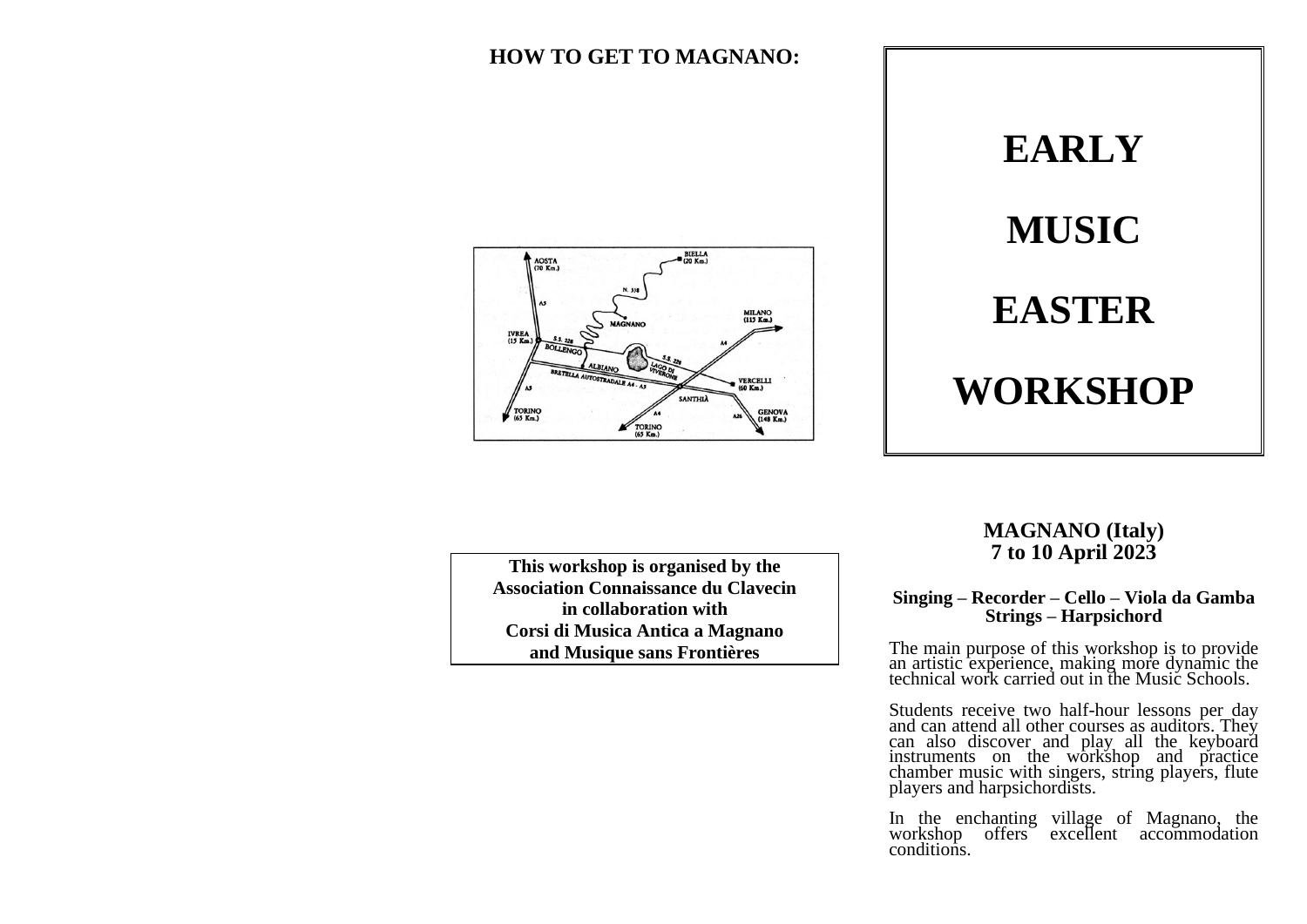**HOW TO GET TO MAGNANO:**

AOSTA (70 Km.)
BIELLA (20 Km.)
N. 338
A5
MAGNANO
MILANO (115 Km.)
IVREA (15 Km.)
S.S. 228
BOLLENGO
A4
ALBIANO
S.S. 228
LAGO DI VIVERONE
BRETELLA AUTOSTRADALE A4 - A5
VERCELLI (60 Km.)
A5
SANTHIÀ
TORINO (65 Km.)
A4
A26
GENOVA (148 Km.)
TORINO (65 Km.)

**This workshop is organised by the Association Connaissance du Clavecin in collaboration with Corsi di Musica Antica a Magnano and Musique sans Frontières**

# EARLY MUSIC EASTER WORKSHOP

**MAGNANO (Italy)**
**7 to 10 April 2023**

**Singing – Recorder – Cello – Viola da Gamba Strings – Harpsichord**

The main purpose of this workshop is to provide an artistic experience, making more dynamic the technical work carried out in the Music Schools.

Students receive two half-hour lessons per day and can attend all other courses as auditors. They can also discover and play all the keyboard instruments on the workshop and practice chamber music with singers, string players, flute players and harpsichordists.

In the enchanting village of Magnano, the workshop offers excellent accommodation conditions.